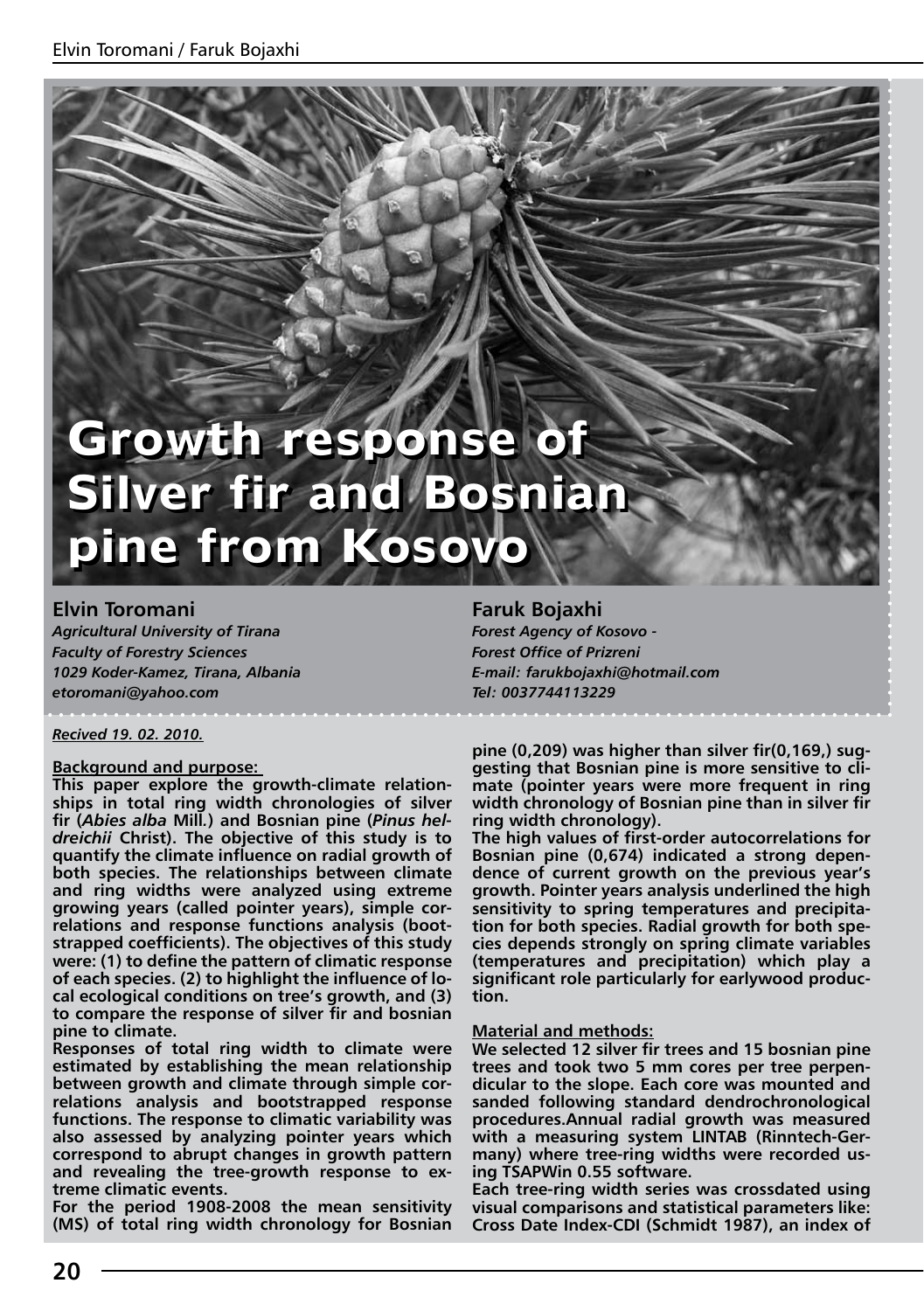# Growth response of Silver fir and Bosnian pine from Kosovo

**Elvin Toromani**
*Agricultural University of Tirana*
*Faculty of Forestry Sciences*
*1029 Koder-Kamez, Tirana, Albania*
*etoromani@yahoo.com*

**Faruk Bojaxhi**
*Forest Agency of Kosovo -*
*Forest Office of Prizreni*
*E-mail: farukbojaxhi@hotmail.com*
*Tel: 0037744113229*

*Recived 19. 02. 2010.*

**Background and purpose:**
**This paper explore the growth-climate relationships in total ring width chronologies of silver fir (*Abies alba* Mill.) and Bosnian pine (*Pinus heldreichii* Christ). The objective of this study is to quantify the climate influence on radial growth of both species. The relationships between climate and ring widths were analyzed using extreme growing years (called pointer years), simple correlations and response functions analysis (bootstrapped coefficients). The objectives of this study were: (1) to define the pattern of climatic response of each species. (2) to highlight the influence of local ecological conditions on tree's growth, and (3) to compare the response of silver fir and bosnian pine to climate.**

**Responses of total ring width to climate were estimated by establishing the mean relationship between growth and climate through simple correlations analysis and bootstrapped response functions. The response to climatic variability was also assessed by analyzing pointer years which correspond to abrupt changes in growth pattern and revealing the tree-growth response to extreme climatic events.**

**For the period 1908-2008 the mean sensitivity (MS) of total ring width chronology for Bosnian pine (0,209) was higher than silver fir(0,169,) suggesting that Bosnian pine is more sensitive to climate (pointer years were more frequent in ring width chronology of Bosnian pine than in silver fir ring width chronology).**

**The high values of first-order autocorrelations for Bosnian pine (0,674) indicated a strong dependence of current growth on the previous year's growth. Pointer years analysis underlined the high sensitivity to spring temperatures and precipitation for both species. Radial growth for both species depends strongly on spring climate variables (temperatures and precipitation) which play a significant role particularly for earlywood production.**

**Material and methods:**
**We selected 12 silver fir trees and 15 bosnian pine trees and took two 5 mm cores per tree perpendicular to the slope. Each core was mounted and sanded following standard dendrochronological procedures.Annual radial growth was measured with a measuring system LINTAB (Rinntech-Germany) where tree-ring widths were recorded using TSAPWin 0.55 software.**

**Each tree-ring width series was crossdated using visual comparisons and statistical parameters like: Cross Date Index-CDI (Schmidt 1987), an index of**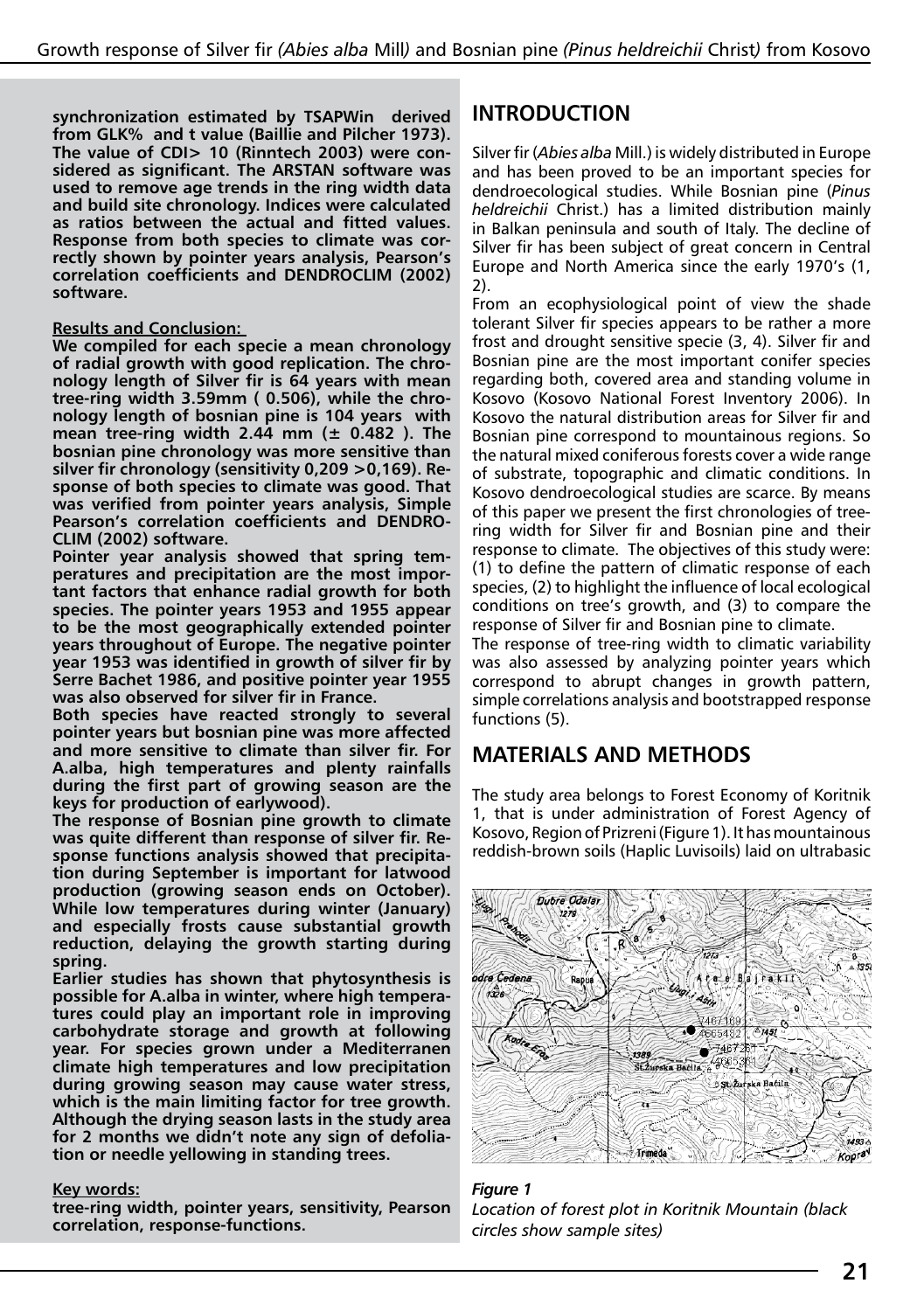**synchronization estimated by TSAPWin derived from GLK% and t value (Baillie and Pilcher 1973). The value of CDI> 10 (Rinntech 2003) were considered as significant. The ARSTAN software was used to remove age trends in the ring width data and build site chronology. Indices were calculated as ratios between the actual and fitted values. Response from both species to climate was correctly shown by pointer years analysis, Pearson's correlation coefficients and DENDROCLIM (2002) software.**

**Results and Conclusion:**

**We compiled for each specie a mean chronology of radial growth with good replication. The chronology length of Silver fir is 64 years with mean tree-ring width 3.59mm ( 0.506), while the chronology length of bosnian pine is 104 years with mean tree-ring width 2.44 mm (± 0.482 ). The bosnian pine chronology was more sensitive than silver fir chronology (sensitivity 0,209 >0,169). Response of both species to climate was good. That was verified from pointer years analysis, Simple Pearson's correlation coefficients and DENDROCLIM (2002) software.**

**Pointer year analysis showed that spring temperatures and precipitation are the most important factors that enhance radial growth for both species. The pointer years 1953 and 1955 appear to be the most geographically extended pointer years throughout of Europe. The negative pointer year 1953 was identified in growth of silver fir by Serre Bachet 1986, and positive pointer year 1955 was also observed for silver fir in France.**

**Both species have reacted strongly to several pointer years but bosnian pine was more affected and more sensitive to climate than silver fir. For A.alba, high temperatures and plenty rainfalls during the first part of growing season are the keys for production of earlywood).**

**The response of Bosnian pine growth to climate was quite different than response of silver fir. Response functions analysis showed that precipitation during September is important for latwood production (growing season ends on October). While low temperatures during winter (January) and especially frosts cause substantial growth reduction, delaying the growth starting during spring.**

**Earlier studies has shown that phytosynthesis is possible for A.alba in winter, where high temperatures could play an important role in improving carbohydrate storage and growth at following year. For species grown under a Mediterranen climate high temperatures and low precipitation during growing season may cause water stress, which is the main limiting factor for tree growth. Although the drying season lasts in the study area for 2 months we didn't note any sign of defoliation or needle yellowing in standing trees.**

**Key words:**

**tree-ring width, pointer years, sensitivity, Pearson correlation, response-functions.**

## INTRODUCTION

Silver fir (*Abies alba* Mill.) is widely distributed in Europe and has been proved to be an important species for dendroecological studies. While Bosnian pine (*Pinus heldreichii* Christ.) has a limited distribution mainly in Balkan peninsula and south of Italy. The decline of Silver fir has been subject of great concern in Central Europe and North America since the early 1970's (1, 2).

From an ecophysiological point of view the shade tolerant Silver fir species appears to be rather a more frost and drought sensitive specie (3, 4). Silver fir and Bosnian pine are the most important conifer species regarding both, covered area and standing volume in Kosovo (Kosovo National Forest Inventory 2006). In Kosovo the natural distribution areas for Silver fir and Bosnian pine correspond to mountainous regions. So the natural mixed coniferous forests cover a wide range of substrate, topographic and climatic conditions. In Kosovo dendroecological studies are scarce. By means of this paper we present the first chronologies of tree-ring width for Silver fir and Bosnian pine and their response to climate. The objectives of this study were: (1) to define the pattern of climatic response of each species, (2) to highlight the influence of local ecological conditions on tree's growth, and (3) to compare the response of Silver fir and Bosnian pine to climate.

The response of tree-ring width to climatic variability was also assessed by analyzing pointer years which correspond to abrupt changes in growth pattern, simple correlations analysis and bootstrapped response functions (5).

## MATERIALS AND METHODS

The study area belongs to Forest Economy of Koritnik 1, that is under administration of Forest Agency of Kosovo, Region of Prizreni (Figure 1). It has mountainous reddish-brown soils (Haplic Luvisoils) laid on ultrabasic

*Figure 1*
*Location of forest plot in Koritnik Mountain (black circles show sample sites)*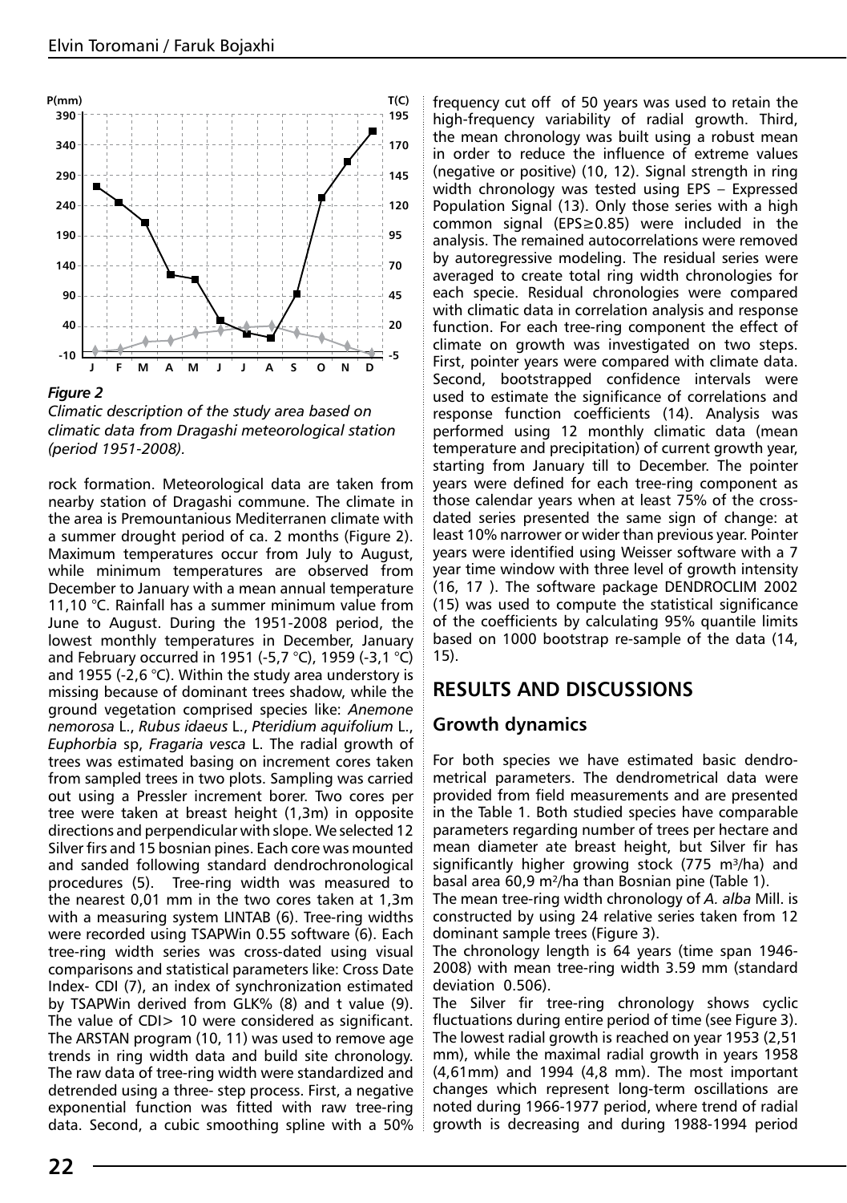*Figure 2*

*Climatic description of the study area based on climatic data from Dragashi meteorological station (period 1951-2008).*

rock formation. Meteorological data are taken from nearby station of Dragashi commune. The climate in the area is Premountanious Mediterranen climate with a summer drought period of ca. 2 months (Figure 2). Maximum temperatures occur from July to August, while minimum temperatures are observed from December to January with a mean annual temperature 11,10 °C. Rainfall has a summer minimum value from June to August. During the 1951-2008 period, the lowest monthly temperatures in December, January and February occurred in 1951 (-5,7 °C), 1959 (-3,1 °C) and 1955 (-2,6 °C). Within the study area understory is missing because of dominant trees shadow, while the ground vegetation comprised species like: *Anemone nemorosa* L., *Rubus idaeus* L., *Pteridium aquifolium* L., *Euphorbia* sp, *Fragaria vesca* L. The radial growth of trees was estimated basing on increment cores taken from sampled trees in two plots. Sampling was carried out using a Pressler increment borer. Two cores per tree were taken at breast height (1,3m) in opposite directions and perpendicular with slope. We selected 12 Silver firs and 15 bosnian pines. Each core was mounted and sanded following standard dendrochronological procedures (5). Tree-ring width was measured to the nearest 0,01 mm in the two cores taken at 1,3m with a measuring system LINTAB (6). Tree-ring widths were recorded using TSAPWin 0.55 software (6). Each tree-ring width series was cross-dated using visual comparisons and statistical parameters like: Cross Date Index- CDI (7), an index of synchronization estimated by TSAPWin derived from GLK% (8) and t value (9). The value of CDI> 10 were considered as significant. The ARSTAN program (10, 11) was used to remove age trends in ring width data and build site chronology. The raw data of tree-ring width were standardized and detrended using a three- step process. First, a negative exponential function was fitted with raw tree-ring data. Second, a cubic smoothing spline with a 50% frequency cut off of 50 years was used to retain the high-frequency variability of radial growth. Third, the mean chronology was built using a robust mean in order to reduce the influence of extreme values (negative or positive) (10, 12). Signal strength in ring width chronology was tested using EPS – Expressed Population Signal (13). Only those series with a high common signal (EPS≥0.85) were included in the analysis. The remained autocorrelations were removed by autoregressive modeling. The residual series were averaged to create total ring width chronologies for each specie. Residual chronologies were compared with climatic data in correlation analysis and response function. For each tree-ring component the effect of climate on growth was investigated on two steps. First, pointer years were compared with climate data. Second, bootstrapped confidence intervals were used to estimate the significance of correlations and response function coefficients (14). Analysis was performed using 12 monthly climatic data (mean temperature and precipitation) of current growth year, starting from January till to December. The pointer years were defined for each tree-ring component as those calendar years when at least 75% of the cross-dated series presented the same sign of change: at least 10% narrower or wider than previous year. Pointer years were identified using Weisser software with a 7 year time window with three level of growth intensity (16, 17 ). The software package DENDROCLIM 2002 (15) was used to compute the statistical significance of the coefficients by calculating 95% quantile limits based on 1000 bootstrap re-sample of the data (14, 15).

## RESULTS AND DISCUSSIONS

### Growth dynamics

For both species we have estimated basic dendrometrical parameters. The dendrometrical data were provided from field measurements and are presented in the Table 1. Both studied species have comparable parameters regarding number of trees per hectare and mean diameter ate breast height, but Silver fir has significantly higher growing stock (775 $m^3$/ha) and basal area 60,9 $m^2$/ha than Bosnian pine (Table 1).

The mean tree-ring width chronology of *A. alba* Mill. is constructed by using 24 relative series taken from 12 dominant sample trees (Figure 3).

The chronology length is 64 years (time span 1946-2008) with mean tree-ring width 3.59 mm (standard deviation 0.506).

The Silver fir tree-ring chronology shows cyclic fluctuations during entire period of time (see Figure 3). The lowest radial growth is reached on year 1953 (2,51 mm), while the maximal radial growth in years 1958 (4,61mm) and 1994 (4,8 mm). The most important changes which represent long-term oscillations are noted during 1966-1977 period, where trend of radial growth is decreasing and during 1988-1994 period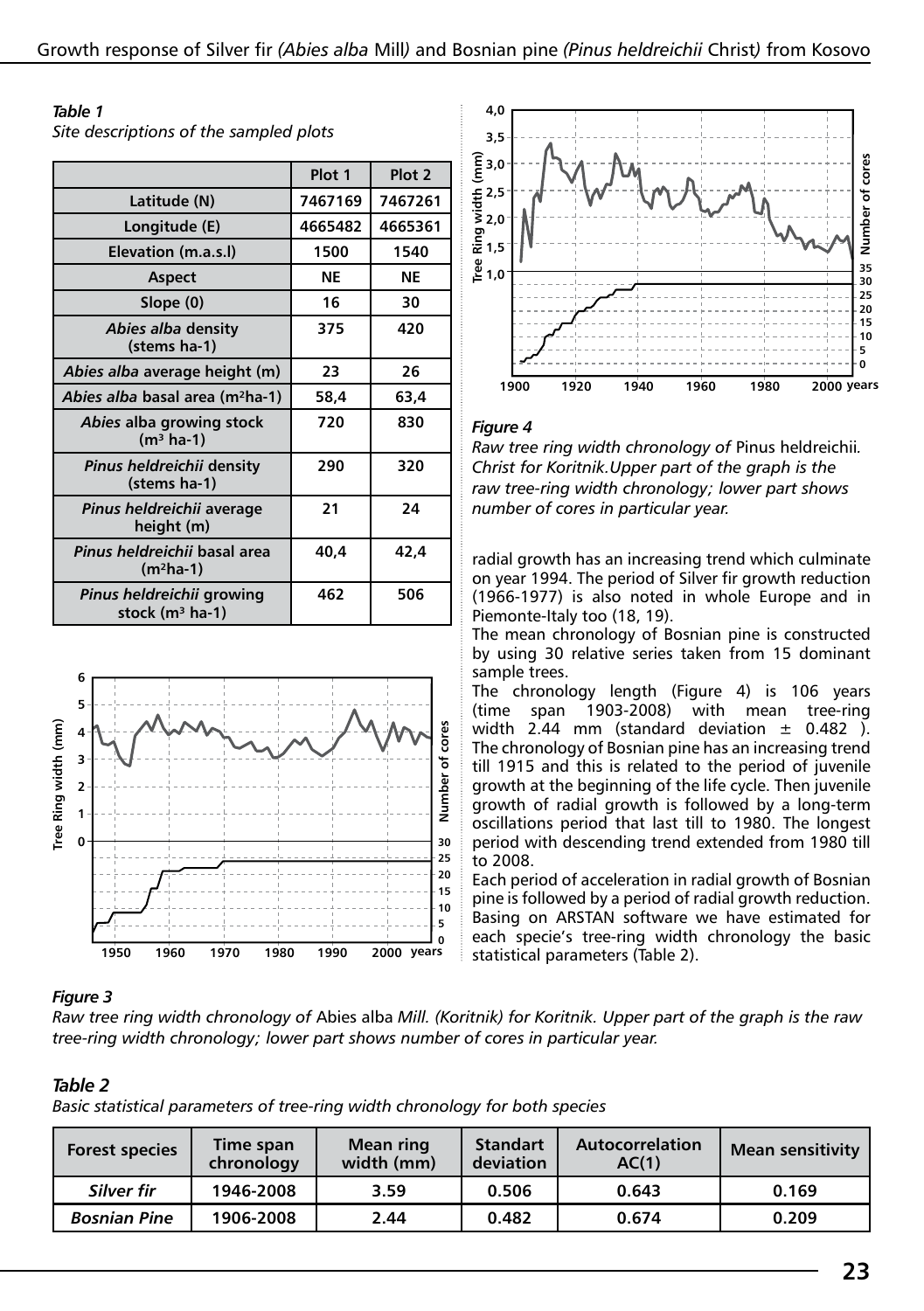*Table 1*
*Site descriptions of the sampled plots*

| | Plot 1 | Plot 2 |
|---|---|---|
| Latitude (N) | 7467169 | 7467261 |
| Longitude (E) | 4665482 | 4665361 |
| Elevation (m.a.s.l) | 1500 | 1540 |
| Aspect | NE | NE |
| Slope (0) | 16 | 30 |
| *Abies alba* density (stems ha-1) | 375 | 420 |
| *Abies alba* average height (m) | 23 | 26 |
| *Abies alba* basal area ($m^2$ha-1) | 58,4 | 63,4 |
| *Abies* alba growing stock ($m^3$ ha-1) | 720 | 830 |
| *Pinus heldreichii* density (stems ha-1) | 290 | 320 |
| *Pinus heldreichii* average height (m) | 21 | 24 |
| *Pinus heldreichii* basal area ($m^2$ha-1) | 40,4 | 42,4 |
| *Pinus heldreichii* growing stock ($m^3$ ha-1) | 462 | 506 |

*Figure 3*
*Raw tree ring width chronology of* Abies alba *Mill. (Koritnik) for Koritnik. Upper part of the graph is the raw tree-ring width chronology; lower part shows number of cores in particular year.*

*Figure 4*
*Raw tree ring width chronology of* Pinus heldreichii*. Christ for Koritnik.Upper part of the graph is the raw tree-ring width chronology; lower part shows number of cores in particular year.*

radial growth has an increasing trend which culminate on year 1994. The period of Silver fir growth reduction (1966-1977) is also noted in whole Europe and in Piemonte-Italy too (18, 19).

The mean chronology of Bosnian pine is constructed by using 30 relative series taken from 15 dominant sample trees.

The chronology length (Figure 4) is 106 years (time span 1903-2008) with mean tree-ring width 2.44 mm (standard deviation ± 0.482 ). The chronology of Bosnian pine has an increasing trend till 1915 and this is related to the period of juvenile growth at the beginning of the life cycle. Then juvenile growth of radial growth is followed by a long-term oscillations period that last till to 1980. The longest period with descending trend extended from 1980 till to 2008.

Each period of acceleration in radial growth of Bosnian pine is followed by a period of radial growth reduction. Basing on ARSTAN software we have estimated for each specie's tree-ring width chronology the basic statistical parameters (Table 2).

*Table 2*
*Basic statistical parameters of tree-ring width chronology for both species*

| Forest species | Time span chronology | Mean ring width (mm) | Standart deviation | Autocorrelation AC(1) | Mean sensitivity |
|---|---|---|---|---|---|
| *Silver fir* | 1946-2008 | 3.59 | 0.506 | 0.643 | 0.169 |
| *Bosnian Pine* | 1906-2008 | 2.44 | 0.482 | 0.674 | 0.209 |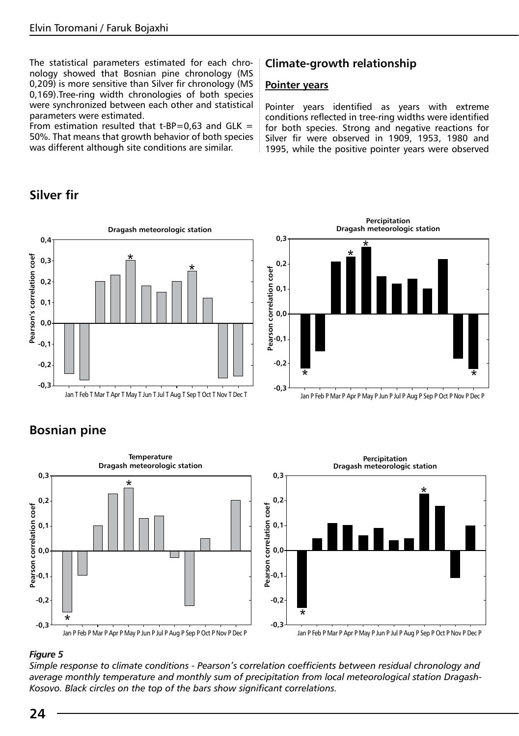The statistical parameters estimated for each chronology showed that Bosnian pine chronology (MS 0,209) is more sensitive than Silver fir chronology (MS 0,169).Tree-ring width chronologies of both species were synchronized between each other and statistical parameters were estimated.

From estimation resulted that t-BP=0,63 and GLK = 50%. That means that growth behavior of both species was different although site conditions are similar.

## Climate-growth relationship

### Pointer years

Pointer years identified as years with extreme conditions reflected in tree-ring widths were identified for both species. Strong and negative reactions for Silver fir were observed in 1909, 1953, 1980 and 1995, while the positive pointer years were observed

## Silver fir

## Bosnian pine

*Figure 5*

*Simple response to climate conditions - Pearson's correlation coefficients between residual chronology and average monthly temperature and monthly sum of precipitation from local meteorological station Dragash-Kosovo. Black circles on the top of the bars show significant correlations.*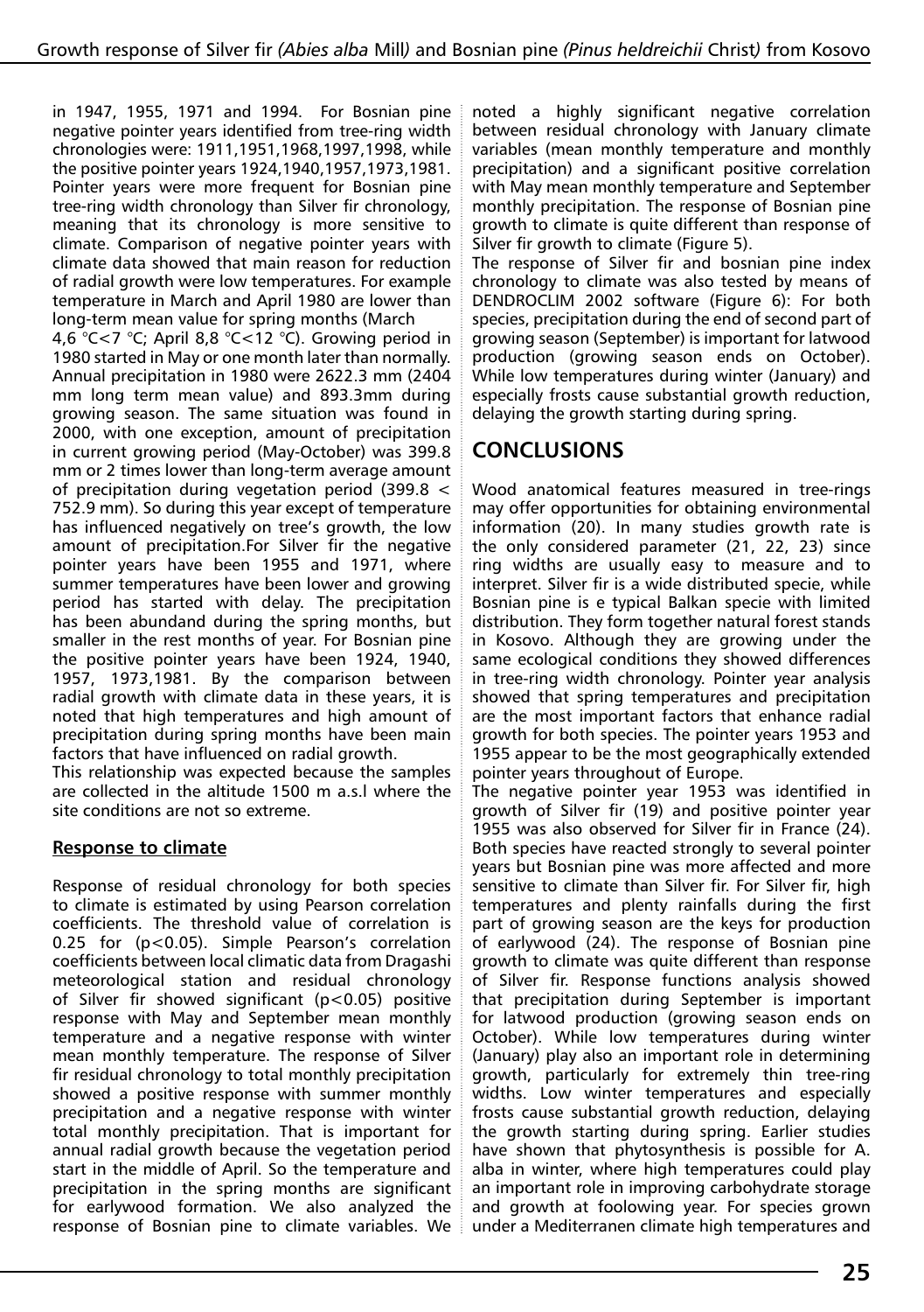in 1947, 1955, 1971 and 1994. For Bosnian pine negative pointer years identified from tree-ring width chronologies were: 1911,1951,1968,1997,1998, while the positive pointer years 1924,1940,1957,1973,1981. Pointer years were more frequent for Bosnian pine tree-ring width chronology than Silver fir chronology, meaning that its chronology is more sensitive to climate. Comparison of negative pointer years with climate data showed that main reason for reduction of radial growth were low temperatures. For example temperature in March and April 1980 are lower than long-term mean value for spring months (March 4,6 °C<7 °C; April 8,8 °C<12 °C). Growing period in 1980 started in May or one month later than normally. Annual precipitation in 1980 were 2622.3 mm (2404 mm long term mean value) and 893.3mm during growing season. The same situation was found in 2000, with one exception, amount of precipitation in current growing period (May-October) was 399.8 mm or 2 times lower than long-term average amount of precipitation during vegetation period (399.8 < 752.9 mm). So during this year except of temperature has influenced negatively on tree's growth, the low amount of precipitation.For Silver fir the negative pointer years have been 1955 and 1971, where summer temperatures have been lower and growing period has started with delay. The precipitation has been abundand during the spring months, but smaller in the rest months of year. For Bosnian pine the positive pointer years have been 1924, 1940, 1957, 1973,1981. By the comparison between radial growth with climate data in these years, it is noted that high temperatures and high amount of precipitation during spring months have been main factors that have influenced on radial growth.

This relationship was expected because the samples are collected in the altitude 1500 m a.s.l where the site conditions are not so extreme.

### Response to climate

Response of residual chronology for both species to climate is estimated by using Pearson correlation coefficients. The threshold value of correlation is 0.25 for ($p<0.05$). Simple Pearson's correlation coefficients between local climatic data from Dragashi meteorological station and residual chronology of Silver fir showed significant ($p<0.05$) positive response with May and September mean monthly temperature and a negative response with winter mean monthly temperature. The response of Silver fir residual chronology to total monthly precipitation showed a positive response with summer monthly precipitation and a negative response with winter total monthly precipitation. That is important for annual radial growth because the vegetation period start in the middle of April. So the temperature and precipitation in the spring months are significant for earlywood formation. We also analyzed the response of Bosnian pine to climate variables. We noted a highly significant negative correlation between residual chronology with January climate variables (mean monthly temperature and monthly precipitation) and a significant positive correlation with May mean monthly temperature and September monthly precipitation. The response of Bosnian pine growth to climate is quite different than response of Silver fir growth to climate (Figure 5).

The response of Silver fir and bosnian pine index chronology to climate was also tested by means of DENDROCLIM 2002 software (Figure 6): For both species, precipitation during the end of second part of growing season (September) is important for latwood production (growing season ends on October). While low temperatures during winter (January) and especially frosts cause substantial growth reduction, delaying the growth starting during spring.

## CONCLUSIONS

Wood anatomical features measured in tree-rings may offer opportunities for obtaining environmental information (20). In many studies growth rate is the only considered parameter (21, 22, 23) since ring widths are usually easy to measure and to interpret. Silver fir is a wide distributed specie, while Bosnian pine is e typical Balkan specie with limited distribution. They form together natural forest stands in Kosovo. Although they are growing under the same ecological conditions they showed differences in tree-ring width chronology. Pointer year analysis showed that spring temperatures and precipitation are the most important factors that enhance radial growth for both species. The pointer years 1953 and 1955 appear to be the most geographically extended pointer years throughout of Europe.

The negative pointer year 1953 was identified in growth of Silver fir (19) and positive pointer year 1955 was also observed for Silver fir in France (24). Both species have reacted strongly to several pointer years but Bosnian pine was more affected and more sensitive to climate than Silver fir. For Silver fir, high temperatures and plenty rainfalls during the first part of growing season are the keys for production of earlywood (24). The response of Bosnian pine growth to climate was quite different than response of Silver fir. Response functions analysis showed that precipitation during September is important for latwood production (growing season ends on October). While low temperatures during winter (January) play also an important role in determining growth, particularly for extremely thin tree-ring widths. Low winter temperatures and especially frosts cause substantial growth reduction, delaying the growth starting during spring. Earlier studies have shown that phytosynthesis is possible for A. alba in winter, where high temperatures could play an important role in improving carbohydrate storage and growth at foolowing year. For species grown under a Mediterranen climate high temperatures and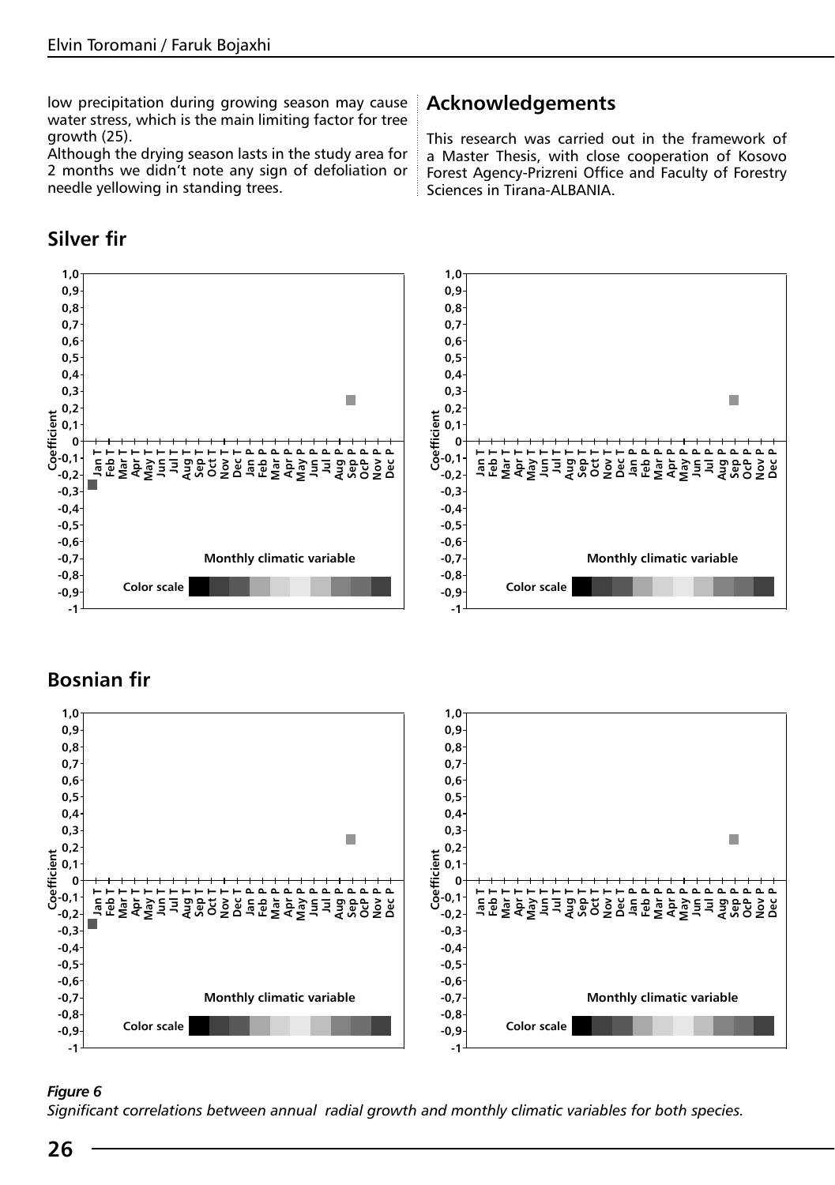low precipitation during growing season may cause water stress, which is the main limiting factor for tree growth (25).
Although the drying season lasts in the study area for 2 months we didn't note any sign of defoliation or needle yellowing in standing trees.

## Acknowledgements

This research was carried out in the framework of a Master Thesis, with close cooperation of Kosovo Forest Agency-Prizreni Office and Faculty of Forestry Sciences in Tirana-ALBANIA.

### Silver fir

### Bosnian fir

*Figure 6*
*Significant correlations between annual radial growth and monthly climatic variables for both species.*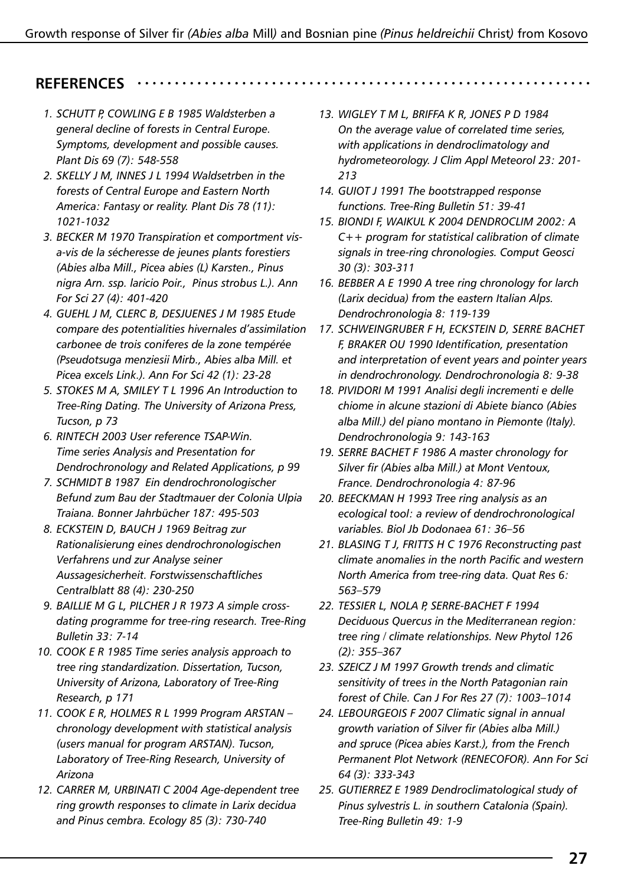## REFERENCES

1. *SCHUTT P, COWLING E B 1985 Waldsterben a general decline of forests in Central Europe. Symptoms, development and possible causes. Plant Dis 69 (7): 548-558*
2. *SKELLY J M, INNES J L 1994 Waldsetrben in the forests of Central Europe and Eastern North America: Fantasy or reality. Plant Dis 78 (11): 1021-1032*
3. *BECKER M 1970 Transpiration et comportment vis-a-vis de la sécheresse de jeunes plants forestiers (Abies alba Mill., Picea abies (L) Karsten., Pinus nigra Arn. ssp. laricio Poir., Pinus strobus L.). Ann For Sci 27 (4): 401-420*
4. *GUEHL J M, CLERC B, DESJUENES J M 1985 Etude compare des potentialities hivernales d'assimilation carbonee de trois coniferes de la zone tempérée (Pseudotsuga menziesii Mirb., Abies alba Mill. et Picea excels Link.). Ann For Sci 42 (1): 23-28*
5. *STOKES M A, SMILEY T L 1996 An Introduction to Tree-Ring Dating. The University of Arizona Press, Tucson, p 73*
6. *RINTECH 2003 User reference TSAP-Win. Time series Analysis and Presentation for Dendrochronology and Related Applications, p 99*
7. *SCHMIDT B 1987 Ein dendrochronologischer Befund zum Bau der Stadtmauer der Colonia Ulpia Traiana. Bonner Jahrbücher 187: 495-503*
8. *ECKSTEIN D, BAUCH J 1969 Beitrag zur Rationalisierung eines dendrochronologischen Verfahrens und zur Analyse seiner Aussagesicherheit. Forstwissenschaftliches Centralblatt 88 (4): 230-250*
9. *BAILLIE M G L, PILCHER J R 1973 A simple cross-dating programme for tree-ring research. Tree-Ring Bulletin 33: 7-14*
10. *COOK E R 1985 Time series analysis approach to tree ring standardization. Dissertation, Tucson, University of Arizona, Laboratory of Tree-Ring Research, p 171*
11. *COOK E R, HOLMES R L 1999 Program ARSTAN – chronology development with statistical analysis (users manual for program ARSTAN). Tucson, Laboratory of Tree-Ring Research, University of Arizona*
12. *CARRER M, URBINATI C 2004 Age-dependent tree ring growth responses to climate in Larix decidua and Pinus cembra. Ecology 85 (3): 730-740*
13. *WIGLEY T M L, BRIFFA K R, JONES P D 1984 On the average value of correlated time series, with applications in dendroclimatology and hydrometeorology. J Clim Appl Meteorol 23: 201-213*
14. *GUIOT J 1991 The bootstrapped response functions. Tree-Ring Bulletin 51: 39-41*
15. *BIONDI F, WAIKUL K 2004 DENDROCLIM 2002: A C++ program for statistical calibration of climate signals in tree-ring chronologies. Comput Geosci 30 (3): 303-311*
16. *BEBBER A E 1990 A tree ring chronology for larch (Larix decidua) from the eastern Italian Alps. Dendrochronologia 8: 119-139*
17. *SCHWEINGRUBER F H, ECKSTEIN D, SERRE BACHET F, BRAKER OU 1990 Identification, presentation and interpretation of event years and pointer years in dendrochronology. Dendrochronologia 8: 9-38*
18. *PIVIDORI M 1991 Analisi degli incrementi e delle chiome in alcune stazioni di Abiete bianco (Abies alba Mill.) del piano montano in Piemonte (Italy). Dendrochronologia 9: 143-163*
19. *SERRE BACHET F 1986 A master chronology for Silver fir (Abies alba Mill.) at Mont Ventoux, France. Dendrochronologia 4: 87-96*
20. *BEECKMAN H 1993 Tree ring analysis as an ecological tool: a review of dendrochronological variables. Biol Jb Dodonaea 61: 36–56*
21. *BLASING T J, FRITTS H C 1976 Reconstructing past climate anomalies in the north Pacific and western North America from tree-ring data. Quat Res 6: 563–579*
22. *TESSIER L, NOLA P, SERRE-BACHET F 1994 Deciduous Quercus in the Mediterranean region: tree ring / climate relationships. New Phytol 126 (2): 355–367*
23. *SZEICZ J M 1997 Growth trends and climatic sensitivity of trees in the North Patagonian rain forest of Chile. Can J For Res 27 (7): 1003–1014*
24. *LEBOURGEOIS F 2007 Climatic signal in annual growth variation of Silver fir (Abies alba Mill.) and spruce (Picea abies Karst.), from the French Permanent Plot Network (RENECOFOR). Ann For Sci 64 (3): 333-343*
25. *GUTIERREZ E 1989 Dendroclimatological study of Pinus sylvestris L. in southern Catalonia (Spain). Tree-Ring Bulletin 49: 1-9*